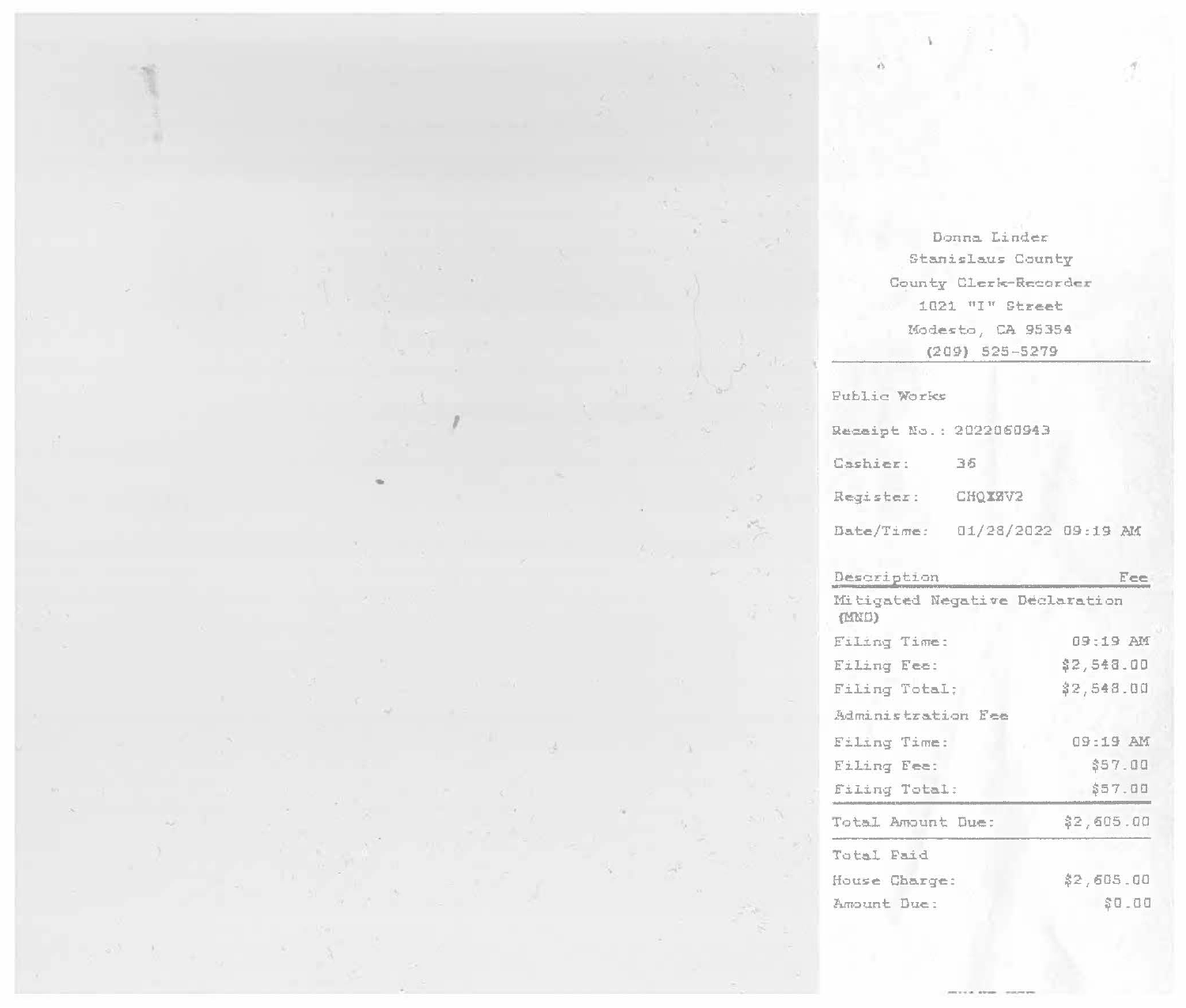Donna Linder
Stanislaus County
County Clerk-Recorder
1021 "I" Street
Modesto, CA 95354
(209) 525-5279

---

Public Works

Receipt No.: 2022060943

Cashier: 36

Register: CHQXBV2

Date/Time: 01/28/2022 09:19 AM

| Description | Fee |
| --- | --- |
| Mitigated Negative Declaration (MND) | |
| Filing Time: | 09:19 AM |
| Filing Fee: | $2,548.00 |
| Filing Total: | $2,548.00 |
| Administration Fee | |
| Filing Time: | 09:19 AM |
| Filing Fee: | $57.00 |
| Filing Total: | $57.00 |
| Total Amount Due: | $2,605.00 |
| Total Paid | |
| House Charge: | $2,605.00 |
| Amount Due: | $0.00 |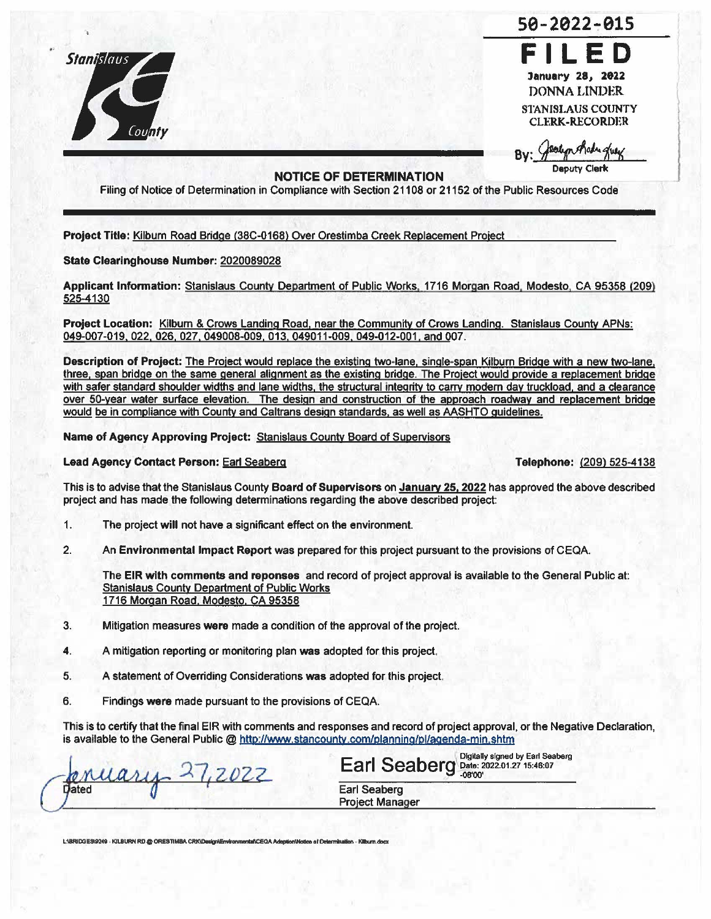Stanislaus County

50-2022-015

**FILED**

January 28, 2022
DONNA LINDER
STANISLAUS COUNTY
CLERK-RECORDER

By: _______________
Deputy Clerk

## NOTICE OF DETERMINATION

Filing of Notice of Determination in Compliance with Section 21108 or 21152 of the Public Resources Code

**Project Title:** Kilburn Road Bridge (38C-0168) Over Orestimba Creek Replacement Project

**State Clearinghouse Number:** 2020089028

**Applicant Information:** Stanislaus County Department of Public Works, 1716 Morgan Road, Modesto, CA 95358 (209) 525-4130

**Project Location:** Kilburn & Crows Landing Road, near the Community of Crows Landing. Stanislaus County APNs: 049-007-019, 022, 026, 027, 049008-009, 013, 049011-009, 049-012-001, and 007.

**Description of Project:** The Project would replace the existing two-lane, single-span Kilburn Bridge with a new two-lane, three, span bridge on the same general alignment as the existing bridge. The Project would provide a replacement bridge with safer standard shoulder widths and lane widths, the structural integrity to carry modern day truckload, and a clearance over 50-year water surface elevation. The design and construction of the approach roadway and replacement bridge would be in compliance with County and Caltrans design standards, as well as AASHTO guidelines.

**Name of Agency Approving Project:** Stanislaus County Board of Supervisors

**Lead Agency Contact Person:** Earl Seaberg **Telephone:** (209) 525-4138

This is to advise that the Stanislaus County **Board of Supervisors** on **January 25, 2022** has approved the above described project and has made the following determinations regarding the above described project:

1. The project **will** not have a significant effect on the environment.

2. An **Environmental Impact Report** was prepared for this project pursuant to the provisions of CEQA.

   The **EIR with comments and reponses** and record of project approval is available to the General Public at:
   Stanislaus County Department of Public Works
   1716 Morgan Road, Modesto, CA 95358

3. Mitigation measures **were** made a condition of the approval of the project.

4. A mitigation reporting or monitoring plan **was** adopted for this project.

5. A statement of Overriding Considerations **was** adopted for this project.

6. Findings **were** made pursuant to the provisions of CEQA.

This is to certify that the final EIR with comments and responses and record of project approval, or the Negative Declaration, is available to the General Public @ http://www.stancounty.com/planning/pl/agenda-min.shtm

January 27, 2022
Dated

Earl Seaberg (Digitally signed by Earl Seaberg Date: 2022.01.27 15:46:07 -08'00')
Earl Seaberg
Project Manager

L:\BRIDGES\9249 - KILBURN RD @ ORESTIMBA CRK\Design\Environmental\CEQA Adoption\Notice of Determination - Kilburn.docx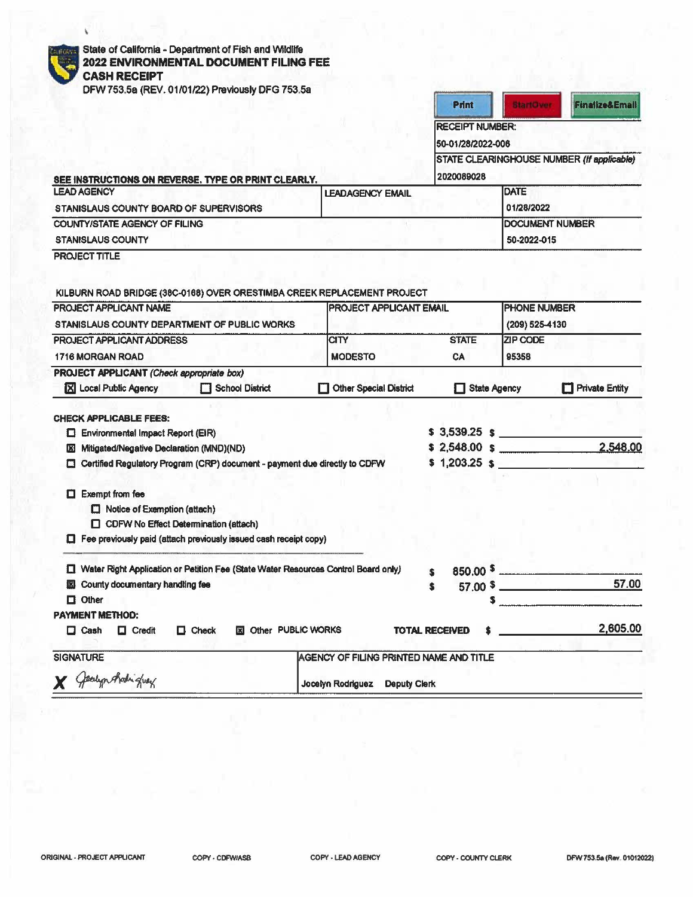State of California - Department of Fish and Wildlife

**2022 ENVIRONMENTAL DOCUMENT FILING FEE**

**CASH RECEIPT**

DFW 753.5a (REV. 01/01/22) Previously DFG 753.5a

Print | StartOver | Finalize&Email

RECEIPT NUMBER: 50-01/28/2022-006

STATE CLEARINGHOUSE NUMBER *(If applicable)*: 2020089028

**SEE INSTRUCTIONS ON REVERSE. TYPE OR PRINT CLEARLY.**

| LEAD AGENCY | LEADAGENCY EMAIL | DATE |
|---|---|---|
| STANISLAUS COUNTY BOARD OF SUPERVISORS | | 01/28/2022 |

| COUNTY/STATE AGENCY OF FILING | DOCUMENT NUMBER |
|---|---|
| STANISLAUS COUNTY | 50-2022-015 |

PROJECT TITLE

KILBURN ROAD BRIDGE (38C-0166) OVER ORESTIMBA CREEK REPLACEMENT PROJECT

| PROJECT APPLICANT NAME | PROJECT APPLICANT EMAIL | PHONE NUMBER |
|---|---|---|
| STANISLAUS COUNTY DEPARTMENT OF PUBLIC WORKS | | (209) 525-4130 |

| PROJECT APPLICANT ADDRESS | CITY | STATE | ZIP CODE |
|---|---|---|---|
| 1716 MORGAN ROAD | MODESTO | CA | 95358 |

**PROJECT APPLICANT** *(Check appropriate box)*

- [X] Local Public Agency
- [ ] School District
- [ ] Other Special District
- [ ] State Agency
- [ ] Private Entity

**CHECK APPLICABLE FEES:**

| | | |
|---|---|---|
| [ ] Environmental Impact Report (EIR) | $ 3,539.25 | $ |
| [X] Mitigated/Negative Declaration (MND)(ND) | $ 2,548.00 | $ 2,548.00 |
| [ ] Certified Regulatory Program (CRP) document - payment due directly to CDFW | $ 1,203.25 | $ |

- [ ] Exempt from fee
  - [ ] Notice of Exemption (attach)
  - [ ] CDFW No Effect Determination (attach)
- [ ] Fee previously paid (attach previously issued cash receipt copy)

| | | |
|---|---|---|
| [ ] Water Right Application or Petition Fee (State Water Resources Control Board only) | $ 850.00 | $ |
| [X] County documentary handling fee | $ 57.00 | $ 57.00 |
| [ ] Other | | $ |

**PAYMENT METHOD:**

- [ ] Cash
- [ ] Credit
- [ ] Check
- [X] Other PUBLIC WORKS

**TOTAL RECEIVED** $ 2,605.00

| SIGNATURE | AGENCY OF FILING PRINTED NAME AND TITLE |
|---|---|
| X Jocelyn Rodriguez | Jocelyn Rodriguez Deputy Clerk |

ORIGINAL - PROJECT APPLICANT COPY - CDFW/ASB COPY - LEAD AGENCY COPY - COUNTY CLERK DFW 753.5a (Rev. 01012022)